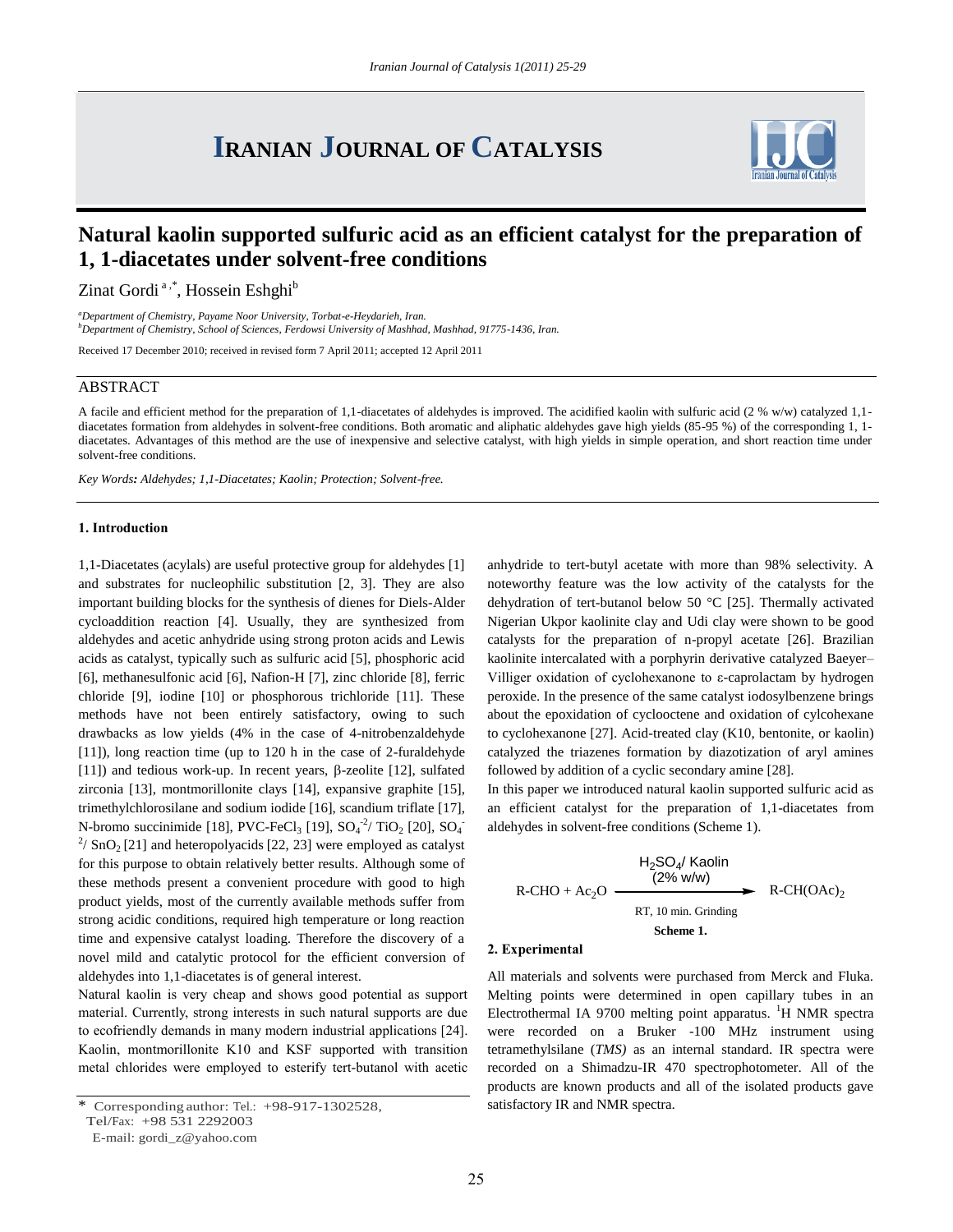# IRANIAN JOURNAL OF CATALYSIS

## Natural kaolin supported sulfuric acid as an efficient catalyst for the preparation of 1, 1-diacetates under solvent-free conditions

Zinat Gordi [a,*], Hossein Eshghi[b]

[a]*Department of Chemistry, Payame Noor University, Torbat-e-Heydarieh, Iran.*
[b]*Department of Chemistry, School of Sciences, Ferdowsi University of Mashhad, Mashhad, 91775-1436, Iran.*

Received 17 December 2010; received in revised form 7 April 2011; accepted 12 April 2011

### ABSTRACT

A facile and efficient method for the preparation of 1,1-diacetates of aldehydes is improved. The acidified kaolin with sulfuric acid (2 % w/w) catalyzed 1,1-diacetates formation from aldehydes in solvent-free conditions. Both aromatic and aliphatic aldehydes gave high yields (85-95 %) of the corresponding 1, 1-diacetates. Advantages of this method are the use of inexpensive and selective catalyst, with high yields in simple operation, and short reaction time under solvent-free conditions.

*Key Words: Aldehydes; 1,1-Diacetates; Kaolin; Protection; Solvent-free.*

#### 1. Introduction

1,1-Diacetates (acylals) are useful protective group for aldehydes [1] and substrates for nucleophilic substitution [2, 3]. They are also important building blocks for the synthesis of dienes for Diels-Alder cycloaddition reaction [4]. Usually, they are synthesized from aldehydes and acetic anhydride using strong proton acids and Lewis acids as catalyst, typically such as sulfuric acid [5], phosphoric acid [6], methanesulfonic acid [6], Nafion-H [7], zinc chloride [8], ferric chloride [9], iodine [10] or phosphorous trichloride [11]. These methods have not been entirely satisfactory, owing to such drawbacks as low yields (4% in the case of 4-nitrobenzaldehyde [11]), long reaction time (up to 120 h in the case of 2-furaldehyde [11]) and tedious work-up. In recent years, β-zeolite [12], sulfated zirconia [13], montmorillonite clays [14], expansive graphite [15], trimethylchlorosilane and sodium iodide [16], scandium triflate [17], N-bromo succinimide [18], PVC-$FeCl_3$ [19], $SO_4^{-2}$/ $TiO_2$ [20], $SO_4^{-2}$/ $SnO_2$ [21] and heteropolyacids [22, 23] were employed as catalyst for this purpose to obtain relatively better results. Although some of these methods present a convenient procedure with good to high product yields, most of the currently available methods suffer from strong acidic conditions, required high temperature or long reaction time and expensive catalyst loading. Therefore the discovery of a novel mild and catalytic protocol for the efficient conversion of aldehydes into 1,1-diacetates is of general interest.

Natural kaolin is very cheap and shows good potential as support material. Currently, strong interests in such natural supports are due to ecofriendly demands in many modern industrial applications [24]. Kaolin, montmorillonite K10 and KSF supported with transition metal chlorides were employed to esterify tert-butanol with acetic anhydride to tert-butyl acetate with more than 98% selectivity. A noteworthy feature was the low activity of the catalysts for the dehydration of tert-butanol below 50 °C [25]. Thermally activated Nigerian Ukpor kaolinite clay and Udi clay were shown to be good catalysts for the preparation of n-propyl acetate [26]. Brazilian kaolinite intercalated with a porphyrin derivative catalyzed Baeyer–Villiger oxidation of cyclohexanone to ε-caprolactam by hydrogen peroxide. In the presence of the same catalyst iodosylbenzene brings about the epoxidation of cyclooctene and oxidation of cylcohexane to cyclohexanone [27]. Acid-treated clay (K10, bentonite, or kaolin) catalyzed the triazenes formation by diazotization of aryl amines followed by addition of a cyclic secondary amine [28].

In this paper we introduced natural kaolin supported sulfuric acid as an efficient catalyst for the preparation of 1,1-diacetates from aldehydes in solvent-free conditions (Scheme 1).

$$\text{R-CHO} + \text{Ac}_2\text{O} \xrightarrow[\text{RT, 10 min. Grinding}]{\text{H}_2\text{SO}_4\text{/ Kaolin (2\% w/w)}} \text{R-CH(OAc)}_2$$

**Scheme 1.**

#### 2. Experimental

All materials and solvents were purchased from Merck and Fluka. Melting points were determined in open capillary tubes in an Electrothermal IA 9700 melting point apparatus. $^1$H NMR spectra were recorded on a Bruker -100 MHz instrument using tetramethylsilane (*TMS)* as an internal standard. IR spectra were recorded on a Shimadzu-IR 470 spectrophotometer. All of the products are known products and all of the isolated products gave satisfactory IR and NMR spectra.

---

\* Corresponding author: Tel.: +98-917-1302528,
Tel/Fax: +98 531 2292003
E-mail: gordi_z@yahoo.com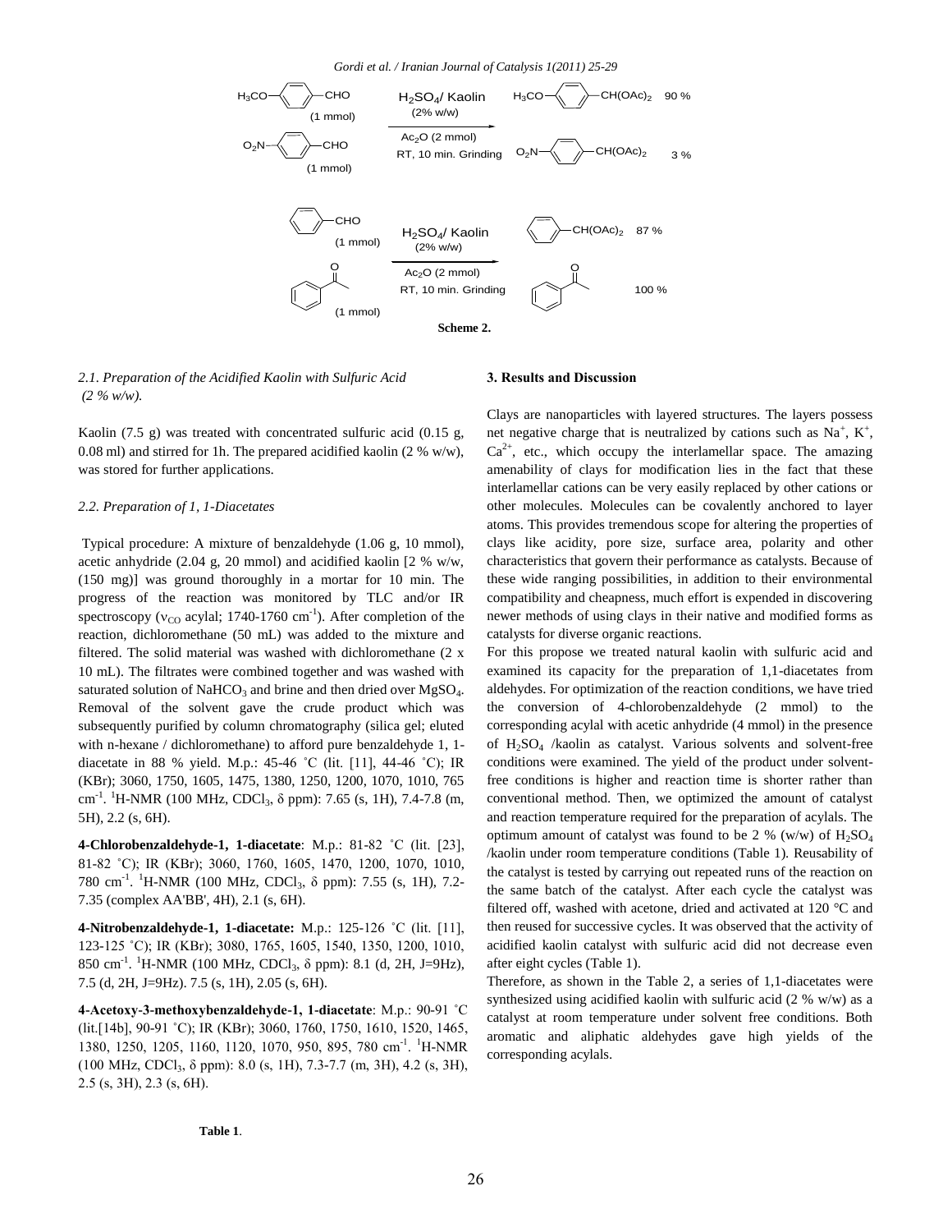$H_3CO-C_6H_4-CHO$ (1 mmol) → $H_3CO-C_6H_4-CH(OAc)_2$ 90 %

$O_2N-C_6H_4-CHO$ (1 mmol) → $O_2N-C_6H_4-CH(OAc)_2$ 3 %

$H_2SO_4$/ Kaolin (2% w/w), $Ac_2O$ (2 mmol), RT, 10 min. Grinding

$C_6H_5-CHO$ (1 mmol) → $C_6H_5-CH(OAc)_2$ 87 %

$C_6H_5-COCH_3$ (1 mmol) → $C_6H_5-COCH_3$ 100 %

$H_2SO_4$/ Kaolin (2% w/w), $Ac_2O$ (2 mmol), RT, 10 min. Grinding

**Scheme 2.**

### *2.1. Preparation of the Acidified Kaolin with Sulfuric Acid (2 % w/w).*

Kaolin (7.5 g) was treated with concentrated sulfuric acid (0.15 g, 0.08 ml) and stirred for 1h. The prepared acidified kaolin (2 % w/w), was stored for further applications.

### *2.2. Preparation of 1, 1-Diacetates*

Typical procedure: A mixture of benzaldehyde (1.06 g, 10 mmol), acetic anhydride (2.04 g, 20 mmol) and acidified kaolin [2 % w/w, (150 mg)] was ground thoroughly in a mortar for 10 min. The progress of the reaction was monitored by TLC and/or IR spectroscopy ($\nu_{CO}$ acylal; 1740-1760 $cm^{-1}$). After completion of the reaction, dichloromethane (50 mL) was added to the mixture and filtered. The solid material was washed with dichloromethane (2 x 10 mL). The filtrates were combined together and was washed with saturated solution of $NaHCO_3$ and brine and then dried over $MgSO_4$. Removal of the solvent gave the crude product which was subsequently purified by column chromatography (silica gel; eluted with n-hexane / dichloromethane) to afford pure benzaldehyde 1, 1-diacetate in 88 % yield. M.p.: 45-46 ˚C (lit. [11], 44-46 ˚C); IR (KBr); 3060, 1750, 1605, 1475, 1380, 1250, 1200, 1070, 1010, 765 $cm^{-1}$. $^1$H-NMR (100 MHz, $CDCl_3$, δ ppm): 7.65 (s, 1H), 7.4-7.8 (m, 5H), 2.2 (s, 6H).

**4-Chlorobenzaldehyde-1, 1-diacetate**: M.p.: 81-82 ˚C (lit. [23], 81-82 ˚C); IR (KBr); 3060, 1760, 1605, 1470, 1200, 1070, 1010, 780 $cm^{-1}$. $^1$H-NMR (100 MHz, $CDCl_3$, δ ppm): 7.55 (s, 1H), 7.2-7.35 (complex AA'BB', 4H), 2.1 (s, 6H).

**4-Nitrobenzaldehyde-1, 1-diacetate:** M.p.: 125-126 ˚C (lit. [11], 123-125 ˚C); IR (KBr); 3080, 1765, 1605, 1540, 1350, 1200, 1010, 850 $cm^{-1}$. $^1$H-NMR (100 MHz, $CDCl_3$, δ ppm): 8.1 (d, 2H, J=9Hz), 7.5 (d, 2H, J=9Hz). 7.5 (s, 1H), 2.05 (s, 6H).

**4-Acetoxy-3-methoxybenzaldehyde-1, 1-diacetate**: M.p.: 90-91 ˚C (lit.[14b], 90-91 ˚C); IR (KBr); 3060, 1760, 1750, 1610, 1520, 1465, 1380, 1250, 1205, 1160, 1120, 1070, 950, 895, 780 $cm^{-1}$. $^1$H-NMR (100 MHz, $CDCl_3$, δ ppm): 8.0 (s, 1H), 7.3-7.7 (m, 3H), 4.2 (s, 3H), 2.5 (s, 3H), 2.3 (s, 6H).

**Table 1**.

## 3. Results and Discussion

Clays are nanoparticles with layered structures. The layers possess net negative charge that is neutralized by cations such as $Na^+$, $K^+$, $Ca^{2+}$, etc., which occupy the interlamellar space. The amazing amenability of clays for modification lies in the fact that these interlamellar cations can be very easily replaced by other cations or other molecules. Molecules can be covalently anchored to layer atoms. This provides tremendous scope for altering the properties of clays like acidity, pore size, surface area, polarity and other characteristics that govern their performance as catalysts. Because of these wide ranging possibilities, in addition to their environmental compatibility and cheapness, much effort is expended in discovering newer methods of using clays in their native and modified forms as catalysts for diverse organic reactions.

For this propose we treated natural kaolin with sulfuric acid and examined its capacity for the preparation of 1,1-diacetates from aldehydes. For optimization of the reaction conditions, we have tried the conversion of 4-chlorobenzaldehyde (2 mmol) to the corresponding acylal with acetic anhydride (4 mmol) in the presence of $H_2SO_4$ /kaolin as catalyst. Various solvents and solvent-free conditions were examined. The yield of the product under solvent-free conditions is higher and reaction time is shorter rather than conventional method. Then, we optimized the amount of catalyst and reaction temperature required for the preparation of acylals. The optimum amount of catalyst was found to be 2 % (w/w) of $H_2SO_4$ /kaolin under room temperature conditions (Table 1). Reusability of the catalyst is tested by carrying out repeated runs of the reaction on the same batch of the catalyst. After each cycle the catalyst was filtered off, washed with acetone, dried and activated at 120 °C and then reused for successive cycles. It was observed that the activity of acidified kaolin catalyst with sulfuric acid did not decrease even after eight cycles (Table 1).

Therefore, as shown in the Table 2, a series of 1,1-diacetates were synthesized using acidified kaolin with sulfuric acid (2 % w/w) as a catalyst at room temperature under solvent free conditions. Both aromatic and aliphatic aldehydes gave high yields of the corresponding acylals.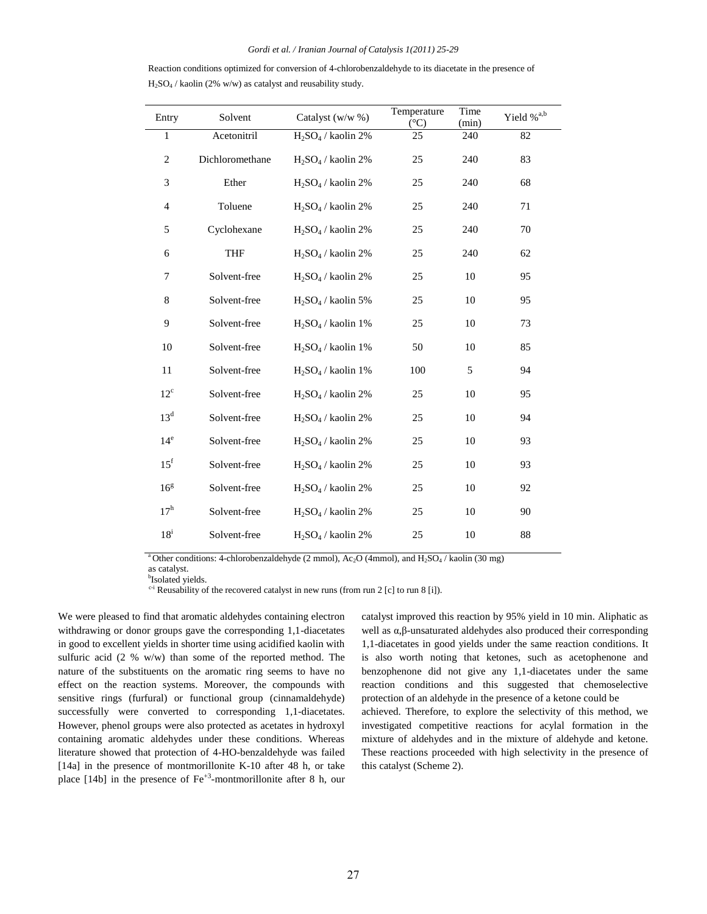Reaction conditions optimized for conversion of 4-chlorobenzaldehyde to its diacetate in the presence of $H_2SO_4$ / kaolin (2% w/w) as catalyst and reusability study.

| Entry | Solvent | Catalyst (w/w %) | Temperature (°C) | Time (min) | Yield %[a,b] |
|---|---|---|---|---|---|
| 1 | Acetonitril | $H_2SO_4$ / kaolin 2% | 25 | 240 | 82 |
| 2 | Dichloromethane | $H_2SO_4$ / kaolin 2% | 25 | 240 | 83 |
| 3 | Ether | $H_2SO_4$ / kaolin 2% | 25 | 240 | 68 |
| 4 | Toluene | $H_2SO_4$ / kaolin 2% | 25 | 240 | 71 |
| 5 | Cyclohexane | $H_2SO_4$ / kaolin 2% | 25 | 240 | 70 |
| 6 | THF | $H_2SO_4$ / kaolin 2% | 25 | 240 | 62 |
| 7 | Solvent-free | $H_2SO_4$ / kaolin 2% | 25 | 10 | 95 |
| 8 | Solvent-free | $H_2SO_4$ / kaolin 5% | 25 | 10 | 95 |
| 9 | Solvent-free | $H_2SO_4$ / kaolin 1% | 25 | 10 | 73 |
| 10 | Solvent-free | $H_2SO_4$ / kaolin 1% | 50 | 10 | 85 |
| 11 | Solvent-free | $H_2SO_4$ / kaolin 1% | 100 | 5 | 94 |
| 12[c] | Solvent-free | $H_2SO_4$ / kaolin 2% | 25 | 10 | 95 |
| 13[d] | Solvent-free | $H_2SO_4$ / kaolin 2% | 25 | 10 | 94 |
| 14[e] | Solvent-free | $H_2SO_4$ / kaolin 2% | 25 | 10 | 93 |
| 15[f] | Solvent-free | $H_2SO_4$ / kaolin 2% | 25 | 10 | 93 |
| 16[g] | Solvent-free | $H_2SO_4$ / kaolin 2% | 25 | 10 | 92 |
| 17[h] | Solvent-free | $H_2SO_4$ / kaolin 2% | 25 | 10 | 90 |
| 18[i] | Solvent-free | $H_2SO_4$ / kaolin 2% | 25 | 10 | 88 |

[a] Other conditions: 4-chlorobenzaldehyde (2 mmol), $Ac_2O$ (4mmol), and $H_2SO_4$ / kaolin (30 mg) as catalyst.
[b] Isolated yields.
[c-i] Reusability of the recovered catalyst in new runs (from run 2 [c] to run 8 [i]).

We were pleased to find that aromatic aldehydes containing electron withdrawing or donor groups gave the corresponding 1,1-diacetates in good to excellent yields in shorter time using acidified kaolin with sulfuric acid (2 % w/w) than some of the reported method. The nature of the substituents on the aromatic ring seems to have no effect on the reaction systems. Moreover, the compounds with sensitive rings (furfural) or functional group (cinnamaldehyde) successfully were converted to corresponding 1,1-diacetates. However, phenol groups were also protected as acetates in hydroxyl containing aromatic aldehydes under these conditions. Whereas literature showed that protection of 4-HO-benzaldehyde was failed [14a] in the presence of montmorillonite K-10 after 48 h, or take place [14b] in the presence of $Fe^{+3}$-montmorillonite after 8 h, our catalyst improved this reaction by 95% yield in 10 min. Aliphatic as well as α,β-unsaturated aldehydes also produced their corresponding 1,1-diacetates in good yields under the same reaction conditions. It is also worth noting that ketones, such as acetophenone and benzophenone did not give any 1,1-diacetates under the same reaction conditions and this suggested that chemoselective protection of an aldehyde in the presence of a ketone could be achieved. Therefore, to explore the selectivity of this method, we investigated competitive reactions for acylal formation in the mixture of aldehydes and in the mixture of aldehyde and ketone. These reactions proceeded with high selectivity in the presence of this catalyst (Scheme 2).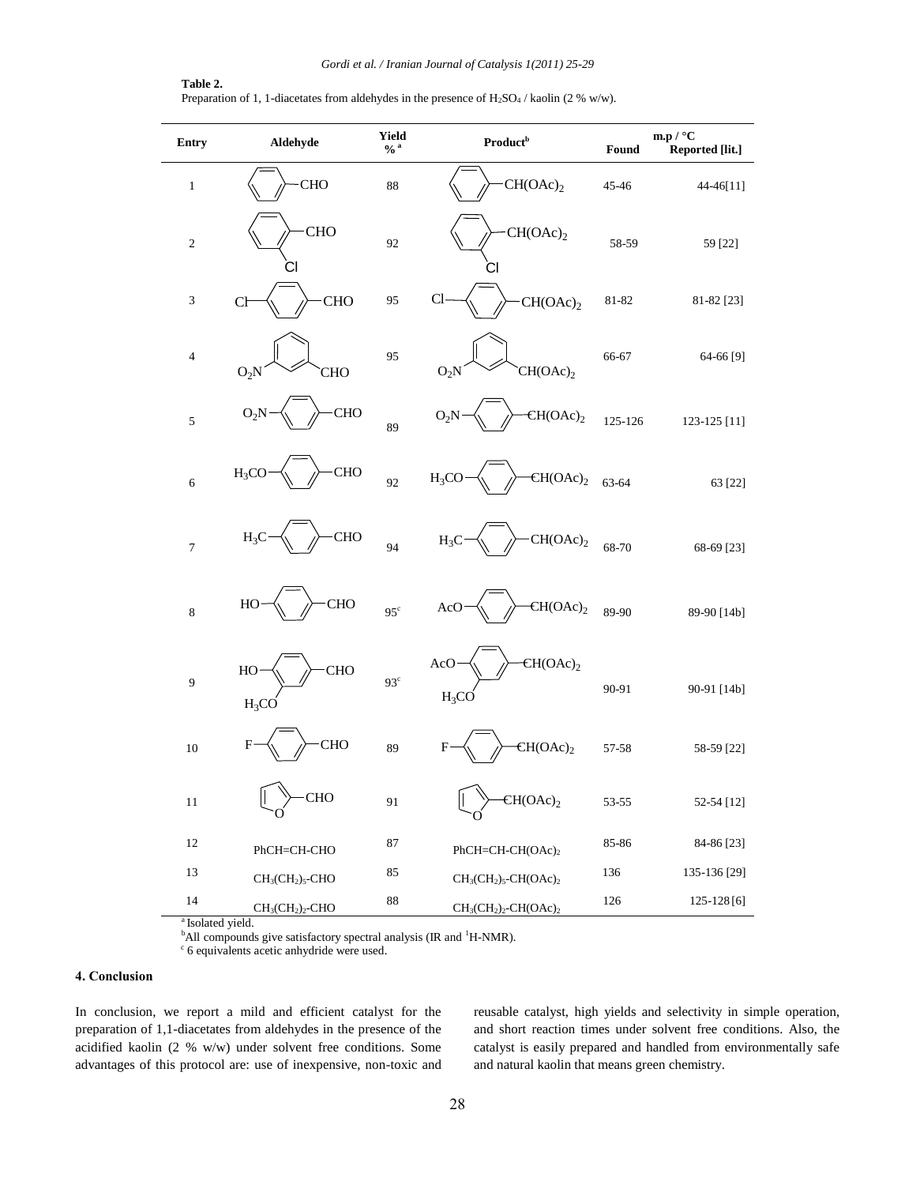**Table 2.**
Preparation of 1, 1-diacetates from aldehydes in the presence of $H_2SO_4$ / kaolin (2 % w/w).

| Entry | Aldehyde | Yield %[a] | Product[b] | m.p / °C Found | Reported [lit.] |
|---|---|---|---|---|---|
| 1 | $C_6H_5$-CHO | 88 | $C_6H_5$-CH(OAc)$_2$ | 45-46 | 44-46[11] |
| 2 | 2-Cl-$C_6H_4$-CHO | 92 | 2-Cl-$C_6H_4$-CH(OAc)$_2$ | 58-59 | 59 [22] |
| 3 | 4-Cl-$C_6H_4$-CHO | 95 | 4-Cl-$C_6H_4$-CH(OAc)$_2$ | 81-82 | 81-82 [23] |
| 4 | 3-$O_2N$-$C_6H_4$-CHO | 95 | 3-$O_2N$-$C_6H_4$-CH(OAc)$_2$ | 66-67 | 64-66 [9] |
| 5 | 4-$O_2N$-$C_6H_4$-CHO | 89 | 4-$O_2N$-$C_6H_4$-CH(OAc)$_2$ | 125-126 | 123-125 [11] |
| 6 | 4-$H_3CO$-$C_6H_4$-CHO | 92 | 4-$H_3CO$-$C_6H_4$-CH(OAc)$_2$ | 63-64 | 63 [22] |
| 7 | 4-$H_3C$-$C_6H_4$-CHO | 94 | 4-$H_3C$-$C_6H_4$-CH(OAc)$_2$ | 68-70 | 68-69 [23] |
| 8 | 4-HO-$C_6H_4$-CHO | 95[c] | 4-AcO-$C_6H_4$-CH(OAc)$_2$ | 89-90 | 89-90 [14b] |
| 9 | 4-HO-3-$H_3CO$-$C_6H_3$-CHO | 93[c] | 4-AcO-3-$H_3CO$-$C_6H_3$-CH(OAc)$_2$ | 90-91 | 90-91 [14b] |
| 10 | 4-F-$C_6H_4$-CHO | 89 | 4-F-$C_6H_4$-CH(OAc)$_2$ | 57-58 | 58-59 [22] |
| 11 | 2-Furyl-CHO | 91 | 2-Furyl-CH(OAc)$_2$ | 53-55 | 52-54 [12] |
| 12 | PhCH=CH-CHO | 87 | PhCH=CH-CH(OAc)$_2$ | 85-86 | 84-86 [23] |
| 13 | $CH_3(CH_2)_5$-CHO | 85 | $CH_3(CH_2)_5$-CH(OAc)$_2$ | 136 | 135-136 [29] |
| 14 | $CH_3(CH_2)_2$-CHO | 88 | $CH_3(CH_2)_2$-CH(OAc)$_2$ | 126 | 125-128 [6] |

[a] Isolated yield.
[b] All compounds give satisfactory spectral analysis (IR and $^1$H-NMR).
[c] 6 equivalents acetic anhydride were used.

## 4. Conclusion

In conclusion, we report a mild and efficient catalyst for the preparation of 1,1-diacetates from aldehydes in the presence of the acidified kaolin (2 % w/w) under solvent free conditions. Some advantages of this protocol are: use of inexpensive, non-toxic and reusable catalyst, high yields and selectivity in simple operation, and short reaction times under solvent free conditions. Also, the catalyst is easily prepared and handled from environmentally safe and natural kaolin that means green chemistry.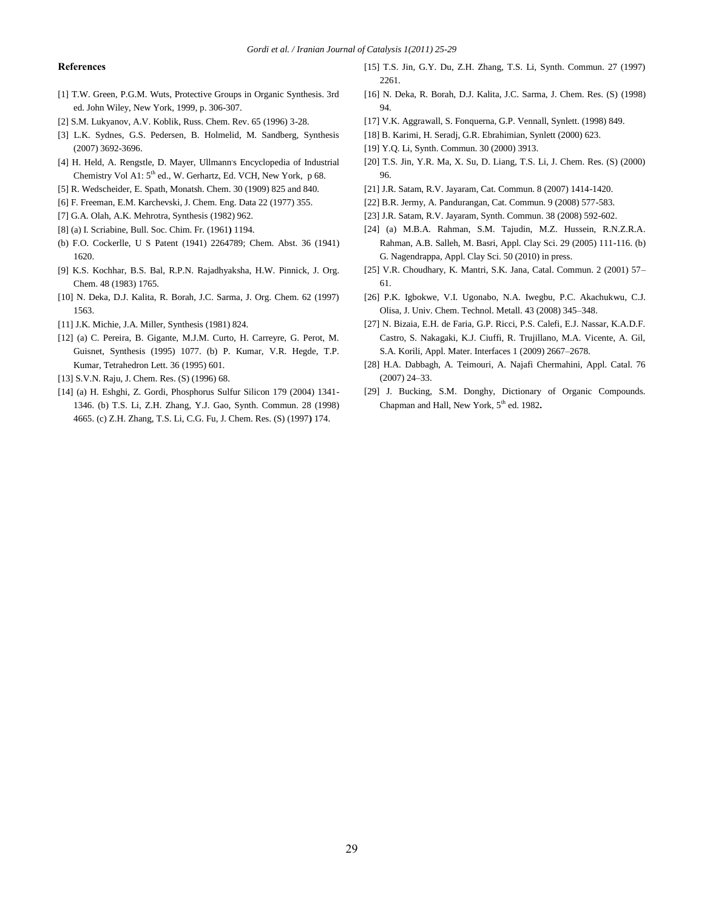## References

[1] T.W. Green, P.G.M. Wuts, Protective Groups in Organic Synthesis. 3rd ed. John Wiley, New York, 1999, p. 306-307.

[2] S.M. Lukyanov, A.V. Koblik, Russ. Chem. Rev. 65 (1996) 3-28.

[3] L.K. Sydnes, G.S. Pedersen, B. Holmelid, M. Sandberg, Synthesis (2007) 3692-3696.

[4] H. Held, A. Rengstle, D. Mayer, Ullmann's Encyclopedia of Industrial Chemistry Vol A1: 5th ed., W. Gerhartz, Ed. VCH, New York, p 68.

[5] R. Wedscheider, E. Spath, Monatsh. Chem. 30 (1909) 825 and 840.

[6] F. Freeman, E.M. Karchevski, J. Chem. Eng. Data 22 (1977) 355.

[7] G.A. Olah, A.K. Mehrotra, Synthesis (1982) 962.

[8] (a) I. Scriabine, Bull. Soc. Chim. Fr. (1961) 1194.
(b) F.O. Cockerlle, U S Patent (1941) 2264789; Chem. Abst. 36 (1941) 1620.

[9] K.S. Kochhar, B.S. Bal, R.P.N. Rajadhyaksha, H.W. Pinnick, J. Org. Chem. 48 (1983) 1765.

[10] N. Deka, D.J. Kalita, R. Borah, J.C. Sarma, J. Org. Chem. 62 (1997) 1563.

[11] J.K. Michie, J.A. Miller, Synthesis (1981) 824.

[12] (a) C. Pereira, B. Gigante, M.J.M. Curto, H. Carreyre, G. Perot, M. Guisnet, Synthesis (1995) 1077. (b) P. Kumar, V.R. Hegde, T.P. Kumar, Tetrahedron Lett. 36 (1995) 601.

[13] S.V.N. Raju, J. Chem. Res. (S) (1996) 68.

[14] (a) H. Eshghi, Z. Gordi, Phosphorus Sulfur Silicon 179 (2004) 1341-1346. (b) T.S. Li, Z.H. Zhang, Y.J. Gao, Synth. Commun. 28 (1998) 4665. (c) Z.H. Zhang, T.S. Li, C.G. Fu, J. Chem. Res. (S) (1997) 174.

[15] T.S. Jin, G.Y. Du, Z.H. Zhang, T.S. Li, Synth. Commun. 27 (1997) 2261.

[16] N. Deka, R. Borah, D.J. Kalita, J.C. Sarma, J. Chem. Res. (S) (1998) 94.

[17] V.K. Aggrawall, S. Fonquerna, G.P. Vennall, Synlett. (1998) 849.

[18] B. Karimi, H. Seradj, G.R. Ebrahimian, Synlett (2000) 623.

[19] Y.Q. Li, Synth. Commun. 30 (2000) 3913.

[20] T.S. Jin, Y.R. Ma, X. Su, D. Liang, T.S. Li, J. Chem. Res. (S) (2000) 96.

[21] J.R. Satam, R.V. Jayaram, Cat. Commun. 8 (2007) 1414-1420.

[22] B.R. Jermy, A. Pandurangan, Cat. Commun. 9 (2008) 577-583.

[23] J.R. Satam, R.V. Jayaram, Synth. Commun. 38 (2008) 592-602.

[24] (a) M.B.A. Rahman, S.M. Tajudin, M.Z. Hussein, R.N.Z.R.A. Rahman, A.B. Salleh, M. Basri, Appl. Clay Sci. 29 (2005) 111-116. (b) G. Nagendrappa, Appl. Clay Sci. 50 (2010) in press.

[25] V.R. Choudhary, K. Mantri, S.K. Jana, Catal. Commun. 2 (2001) 57–61.

[26] P.K. Igbokwe, V.I. Ugonabo, N.A. Iwegbu, P.C. Akachukwu, C.J. Olisa, J. Univ. Chem. Technol. Metall. 43 (2008) 345–348.

[27] N. Bizaia, E.H. de Faria, G.P. Ricci, P.S. Calefi, E.J. Nassar, K.A.D.F. Castro, S. Nakagaki, K.J. Ciuffi, R. Trujillano, M.A. Vicente, A. Gil, S.A. Korili, Appl. Mater. Interfaces 1 (2009) 2667–2678.

[28] H.A. Dabbagh, A. Teimouri, A. Najafi Chermahini, Appl. Catal. 76 (2007) 24–33.

[29] J. Bucking, S.M. Donghy, Dictionary of Organic Compounds. Chapman and Hall, New York, 5th ed. 1982.